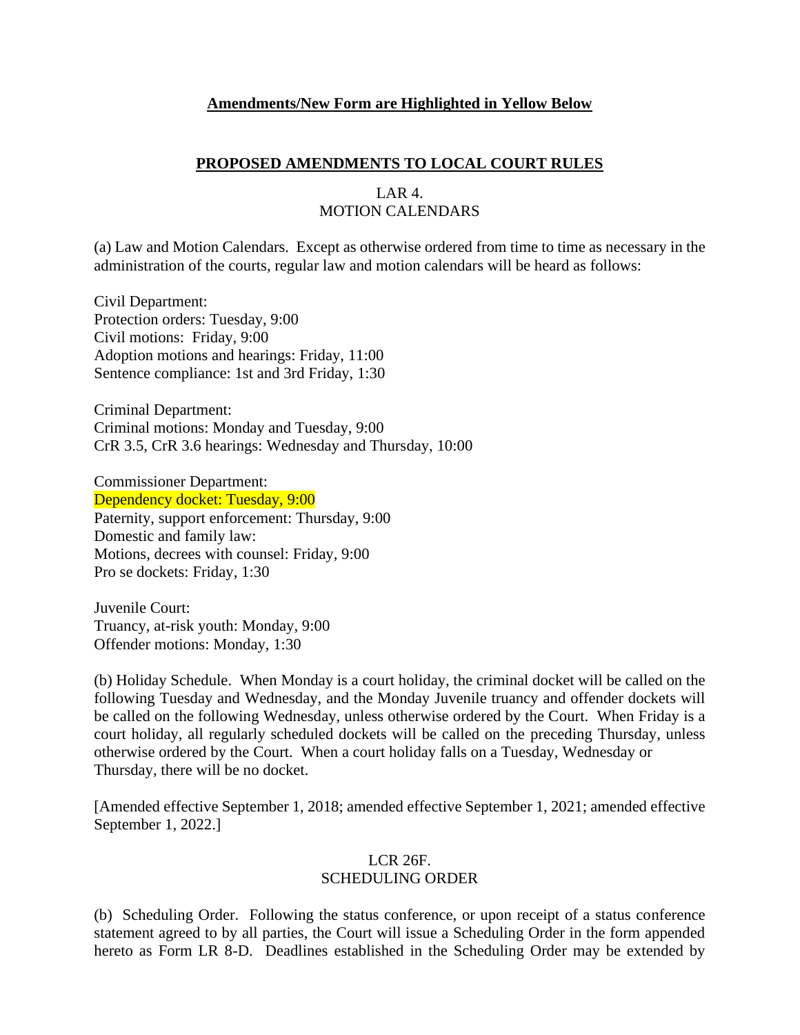**Amendments/New Form are Highlighted in Yellow Below**

**PROPOSED AMENDMENTS TO LOCAL COURT RULES**

LAR 4.
MOTION CALENDARS

(a) Law and Motion Calendars. Except as otherwise ordered from time to time as necessary in the administration of the courts, regular law and motion calendars will be heard as follows:

Civil Department:
Protection orders: Tuesday, 9:00
Civil motions: Friday, 9:00
Adoption motions and hearings: Friday, 11:00
Sentence compliance: 1st and 3rd Friday, 1:30

Criminal Department:
Criminal motions: Monday and Tuesday, 9:00
CrR 3.5, CrR 3.6 hearings: Wednesday and Thursday, 10:00

Commissioner Department:
Dependency docket: Tuesday, 9:00
Paternity, support enforcement: Thursday, 9:00
Domestic and family law:
Motions, decrees with counsel: Friday, 9:00
Pro se dockets: Friday, 1:30

Juvenile Court:
Truancy, at-risk youth: Monday, 9:00
Offender motions: Monday, 1:30

(b) Holiday Schedule. When Monday is a court holiday, the criminal docket will be called on the following Tuesday and Wednesday, and the Monday Juvenile truancy and offender dockets will be called on the following Wednesday, unless otherwise ordered by the Court. When Friday is a court holiday, all regularly scheduled dockets will be called on the preceding Thursday, unless otherwise ordered by the Court. When a court holiday falls on a Tuesday, Wednesday or Thursday, there will be no docket.

[Amended effective September 1, 2018; amended effective September 1, 2021; amended effective September 1, 2022.]

LCR 26F.
SCHEDULING ORDER

(b) Scheduling Order. Following the status conference, or upon receipt of a status conference statement agreed to by all parties, the Court will issue a Scheduling Order in the form appended hereto as Form LR 8-D. Deadlines established in the Scheduling Order may be extended by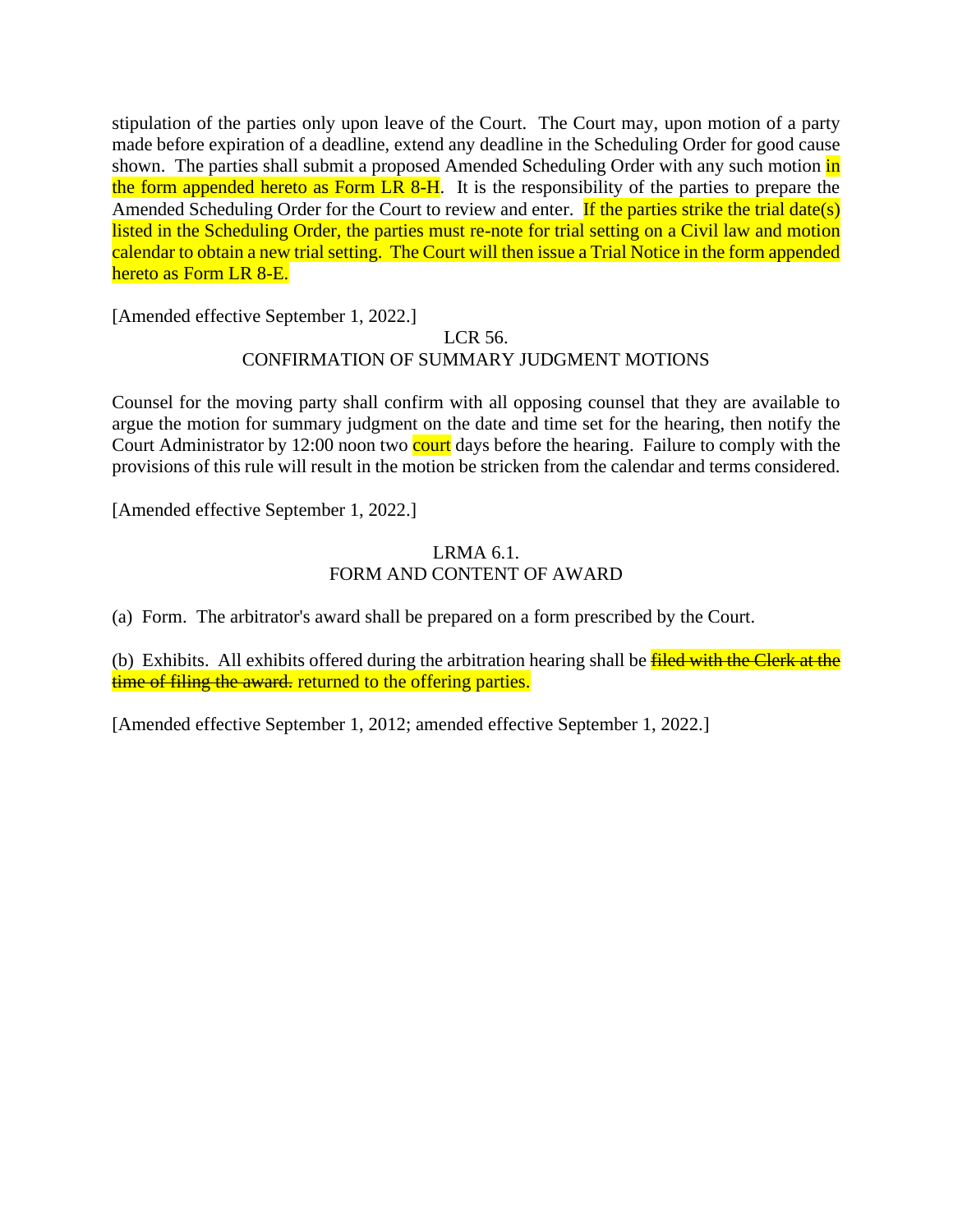stipulation of the parties only upon leave of the Court. The Court may, upon motion of a party made before expiration of a deadline, extend any deadline in the Scheduling Order for good cause shown. The parties shall submit a proposed Amended Scheduling Order with any such motion in the form appended hereto as Form LR 8-H. It is the responsibility of the parties to prepare the Amended Scheduling Order for the Court to review and enter. If the parties strike the trial date(s) listed in the Scheduling Order, the parties must re-note for trial setting on a Civil law and motion calendar to obtain a new trial setting. The Court will then issue a Trial Notice in the form appended hereto as Form LR 8-E.

[Amended effective September 1, 2022.]

## LCR 56.
## CONFIRMATION OF SUMMARY JUDGMENT MOTIONS

Counsel for the moving party shall confirm with all opposing counsel that they are available to argue the motion for summary judgment on the date and time set for the hearing, then notify the Court Administrator by 12:00 noon two court days before the hearing. Failure to comply with the provisions of this rule will result in the motion be stricken from the calendar and terms considered.

[Amended effective September 1, 2022.]

## LRMA 6.1.
## FORM AND CONTENT OF AWARD

(a) Form. The arbitrator's award shall be prepared on a form prescribed by the Court.

(b) Exhibits. All exhibits offered during the arbitration hearing shall be ~~filed with the Clerk at the time of filing the award.~~ returned to the offering parties.

[Amended effective September 1, 2012; amended effective September 1, 2022.]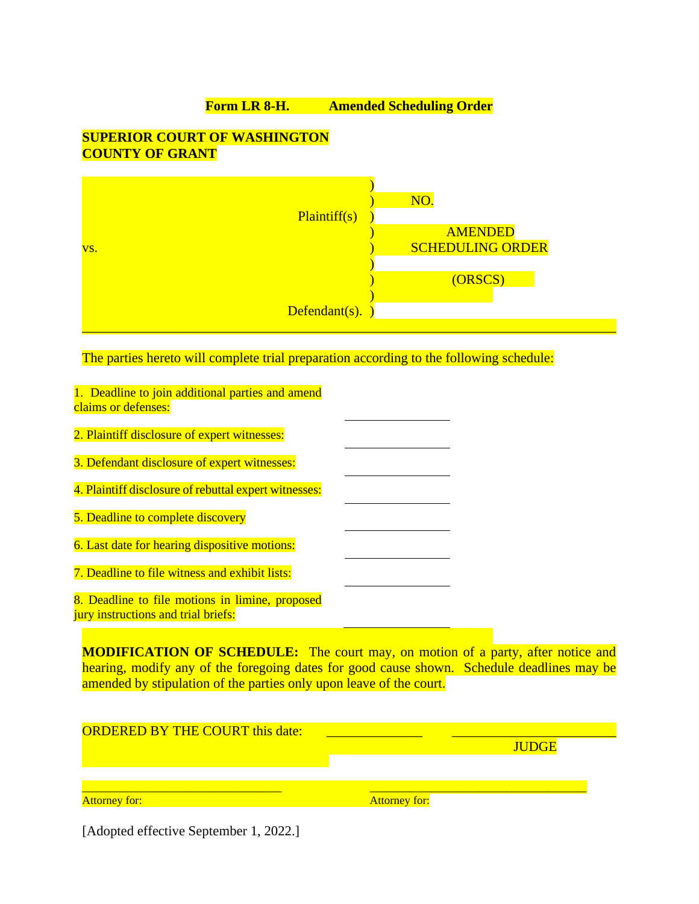**Form LR 8-H. Amended Scheduling Order**

**SUPERIOR COURT OF WASHINGTON**
**COUNTY OF GRANT**

| | | |
|---|---|---|
| | ) | |
| | ) | NO. |
| Plaintiff(s) | ) | |
| | ) | AMENDED |
| vs. | ) | SCHEDULING ORDER |
| | ) | |
| | ) | (ORSCS) |
| | ) | |
| Defendant(s). | ) | |

The parties hereto will complete trial preparation according to the following schedule:

| | |
|---|---|
| 1. Deadline to join additional parties and amend claims or defenses: | ________________ |
| 2. Plaintiff disclosure of expert witnesses: | ________________ |
| 3. Defendant disclosure of expert witnesses: | ________________ |
| 4. Plaintiff disclosure of rebuttal expert witnesses: | ________________ |
| 5. Deadline to complete discovery | ________________ |
| 6. Last date for hearing dispositive motions: | ________________ |
| 7. Deadline to file witness and exhibit lists: | ________________ |
| 8. Deadline to file motions in limine, proposed jury instructions and trial briefs: | ________________ |

**MODIFICATION OF SCHEDULE:** The court may, on motion of a party, after notice and hearing, modify any of the foregoing dates for good cause shown. Schedule deadlines may be amended by stipulation of the parties only upon leave of the court.

ORDERED BY THE COURT this date: ______________ ________________________
JUDGE

______________________________ ________________________________
Attorney for: Attorney for:

[Adopted effective September 1, 2022.]